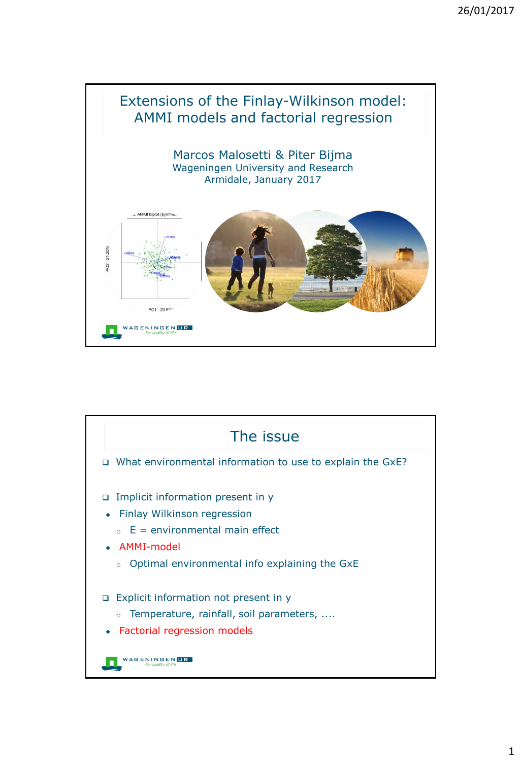# Extensions of the Finlay-Wilkinson model: AMMI models and factorial regression

Marcos Malosetti & Piter Bijma
Wageningen University and Research
Armidale, January 2017

## The issue

- What environmental information to use to explain the GxE?

- Implicit information present in y
  - Finlay Wilkinson regression
    - E = environmental main effect
  - AMMI-model
    - Optimal environmental info explaining the GxE

- Explicit information not present in y
    - Temperature, rainfall, soil parameters, ....
  - Factorial regression models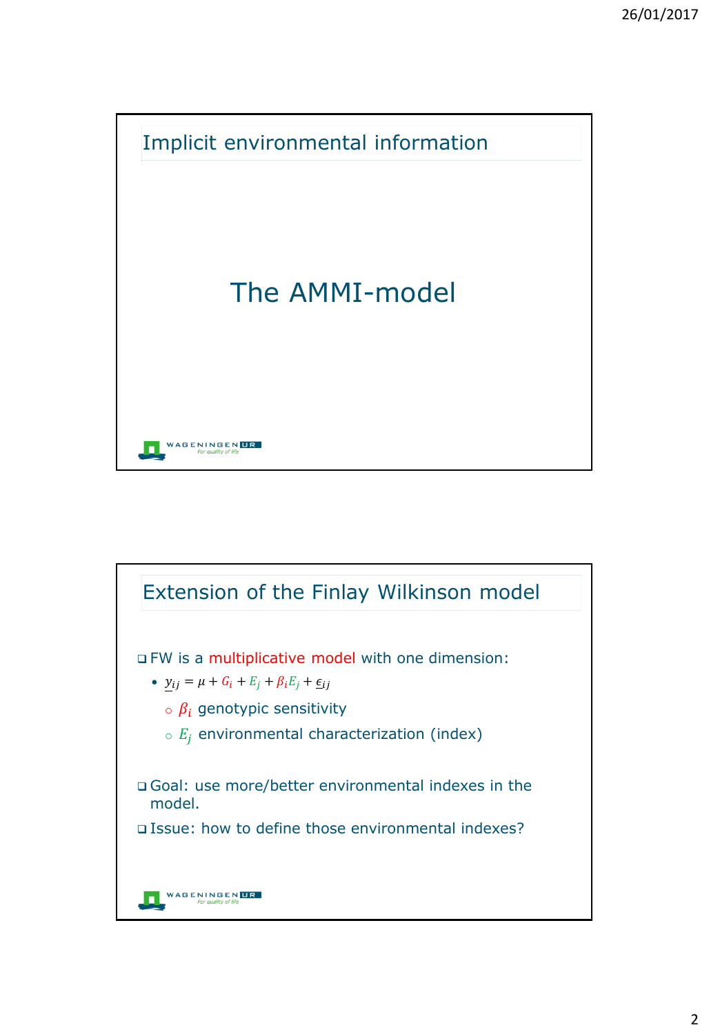## Implicit environmental information

# The AMMI-model

## Extension of the Finlay Wilkinson model

- FW is a multiplicative model with one dimension:
  - $\underline{y}_{ij} = \mu + G_i + E_j + \beta_i E_j + \underline{\epsilon}_{ij}$
    - $\beta_i$ genotypic sensitivity
    - $E_j$ environmental characterization (index)

- Goal: use more/better environmental indexes in the model.
- Issue: how to define those environmental indexes?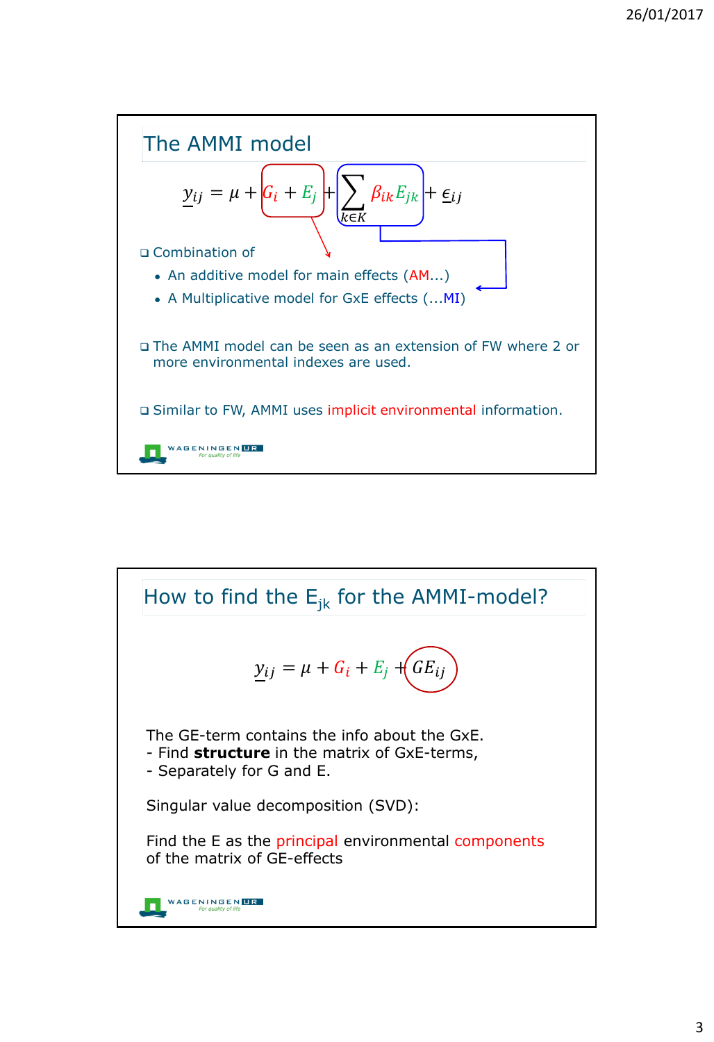## The AMMI model

$$\underline{y}_{ij} = \mu + G_i + E_j + \sum_{k \in K} \beta_{ik} E_{jk} + \underline{\epsilon}_{ij}$$

- Combination of
  - An additive model for main effects (AM…)
  - A Multiplicative model for GxE effects (…MI)
- The AMMI model can be seen as an extension of FW where 2 or more environmental indexes are used.
- Similar to FW, AMMI uses implicit environmental information.

## How to find the $E_{jk}$ for the AMMI-model?

$$\underline{y}_{ij} = \mu + G_i + E_j + GE_{ij}$$

The GE-term contains the info about the GxE.
- Find **structure** in the matrix of GxE-terms,
- Separately for G and E.

Singular value decomposition (SVD):

Find the E as the principal environmental components of the matrix of GE-effects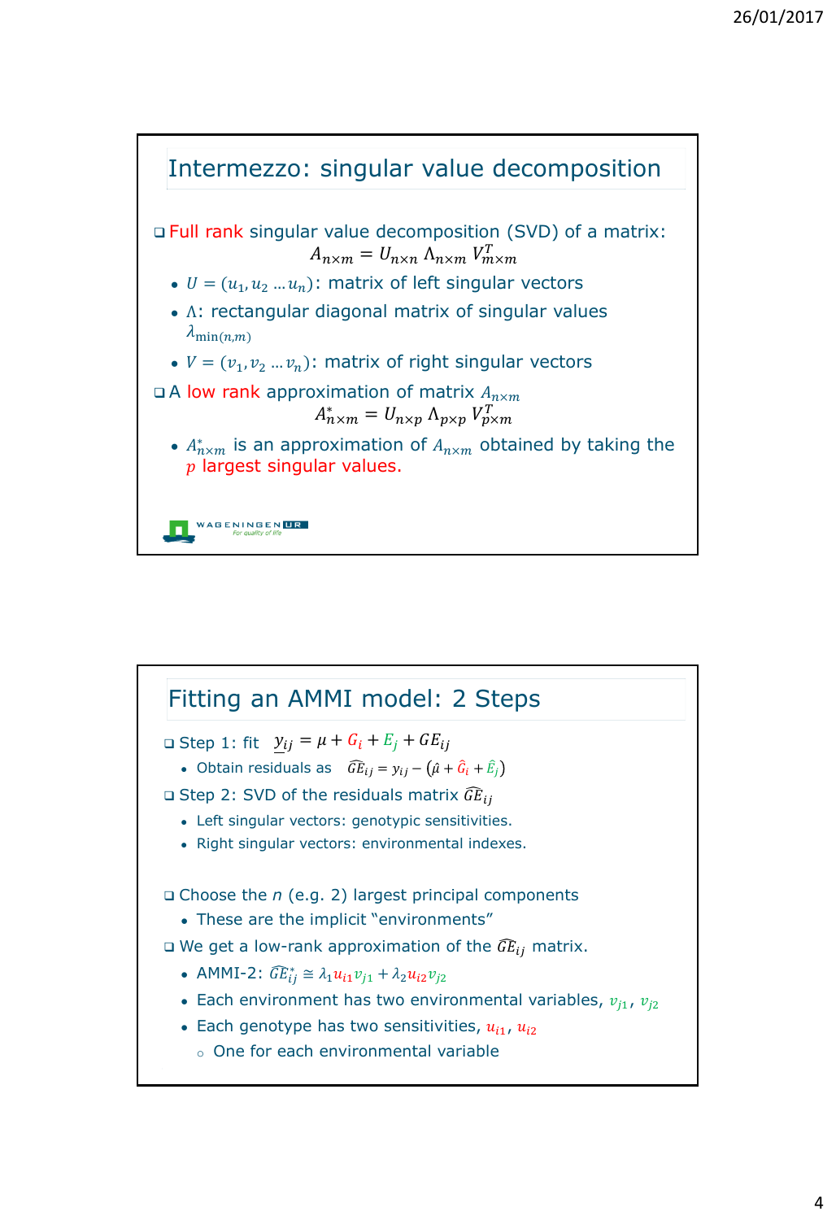## Intermezzo: singular value decomposition

- Full rank singular value decomposition (SVD) of a matrix:

$$A_{n\times m} = U_{n\times n}\,\Lambda_{n\times m}\,V^T_{m\times m}$$

  - $U = (u_1, u_2 \ldots u_n)$: matrix of left singular vectors
  - $\Lambda$: rectangular diagonal matrix of singular values $\lambda_{\min(n,m)}$
  - $V = (v_1, v_2 \ldots v_n)$: matrix of right singular vectors
- A low rank approximation of matrix $A_{n\times m}$

$$A^*_{n\times m} = U_{n\times p}\,\Lambda_{p\times p}\,V^T_{p\times m}$$

  - $A^*_{n\times m}$ is an approximation of $A_{n\times m}$ obtained by taking the $p$ largest singular values.

## Fitting an AMMI model: 2 Steps

- Step 1: fit $y_{ij} = \mu + G_i + E_j + GE_{ij}$
  - Obtain residuals as $\widehat{GE}_{ij} = y_{ij} - (\hat{\mu} + \hat{G}_i + \hat{E}_j)$
- Step 2: SVD of the residuals matrix $\widehat{GE}_{ij}$
  - Left singular vectors: genotypic sensitivities.
  - Right singular vectors: environmental indexes.
- Choose the *n* (e.g. 2) largest principal components
  - These are the implicit "environments"
- We get a low-rank approximation of the $\widehat{GE}_{ij}$ matrix.
  - AMMI-2: $\widehat{GE}^*_{ij} \cong \lambda_1 u_{i1} v_{j1} + \lambda_2 u_{i2} v_{j2}$
  - Each environment has two environmental variables, $v_{j1}$, $v_{j2}$
  - Each genotype has two sensitivities, $u_{i1}$, $u_{i2}$
    - One for each environmental variable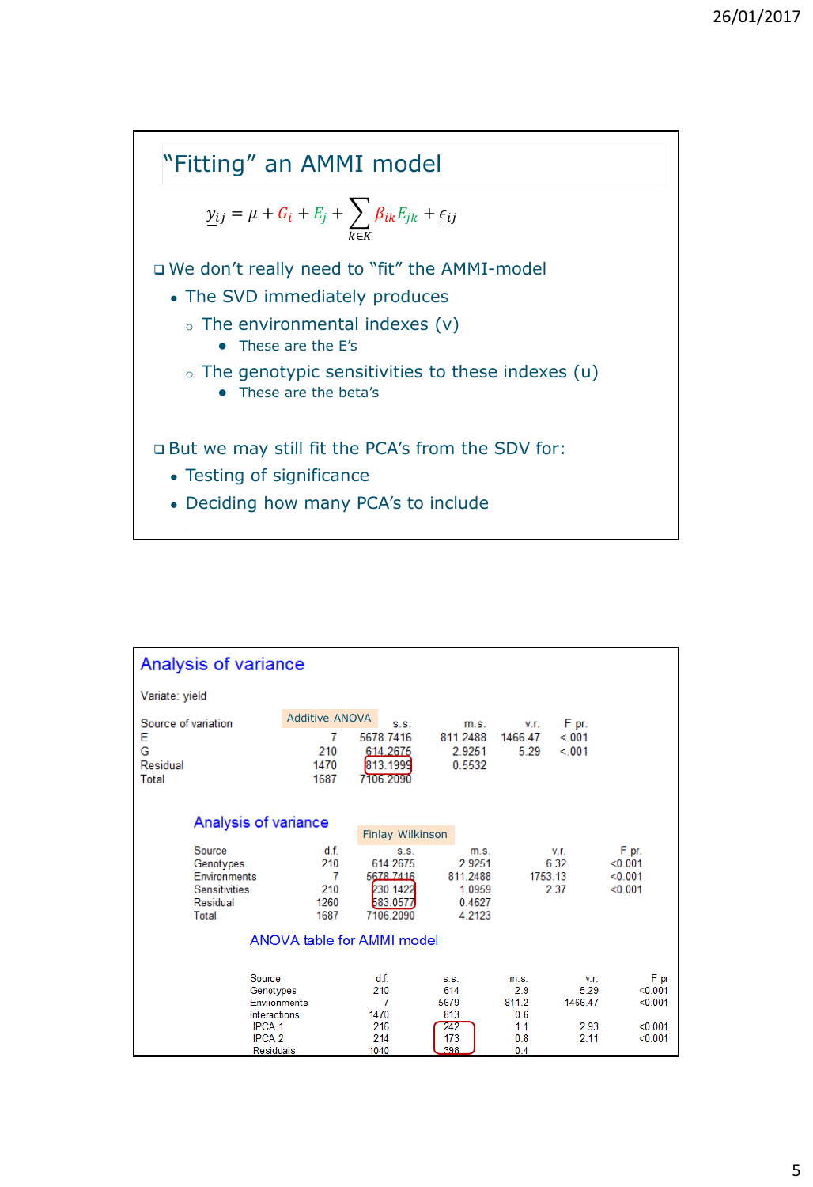## "Fitting" an AMMI model

$$\underline{y}_{ij} = \mu + G_i + E_j + \sum_{k \in K} \beta_{ik} E_{jk} + \underline{\epsilon}_{ij}$$

- We don't really need to "fit" the AMMI-model
  - The SVD immediately produces
    - The environmental indexes (v)
      - These are the E's
    - The genotypic sensitivities to these indexes (u)
      - These are the beta's
- But we may still fit the PCA's from the SDV for:
  - Testing of significance
  - Deciding how many PCA's to include

## Analysis of variance

Variate: yield

Additive ANOVA

| Source of variation | d.f. | s.s. | m.s. | v.r. | F pr. |
|---|---|---|---|---|---|
| E | 7 | 5678.7416 | 811.2488 | 1466.47 | <.001 |
| G | 210 | 614.2675 | 2.9251 | 5.29 | <.001 |
| Residual | 1470 | 813.1999 | 0.5532 | | |
| Total | 1687 | 7106.2090 | | | |

### Analysis of variance

Finlay Wilkinson

| Source | d.f. | s.s. | m.s. | v.r. | F pr. |
|---|---|---|---|---|---|
| Genotypes | 210 | 614.2675 | 2.9251 | 6.32 | <0.001 |
| Environments | 7 | 5678.7416 | 811.2488 | 1753.13 | <0.001 |
| Sensitivities | 210 | 230.1422 | 1.0959 | 2.37 | <0.001 |
| Residual | 1260 | 583.0577 | 0.4627 | | |
| Total | 1687 | 7106.2090 | 4.2123 | | |

### ANOVA table for AMMI model

| Source | d.f. | s.s. | m.s. | v.r. | F pr |
|---|---|---|---|---|---|
| Genotypes | 210 | 614 | 2.9 | 5.29 | <0.001 |
| Environments | 7 | 5679 | 811.2 | 1466.47 | <0.001 |
| Interactions | 1470 | 813 | 0.6 | | |
| IPCA 1 | 216 | 242 | 1.1 | 2.93 | <0.001 |
| IPCA 2 | 214 | 173 | 0.8 | 2.11 | <0.001 |
| Residuals | 1040 | 398 | 0.4 | | |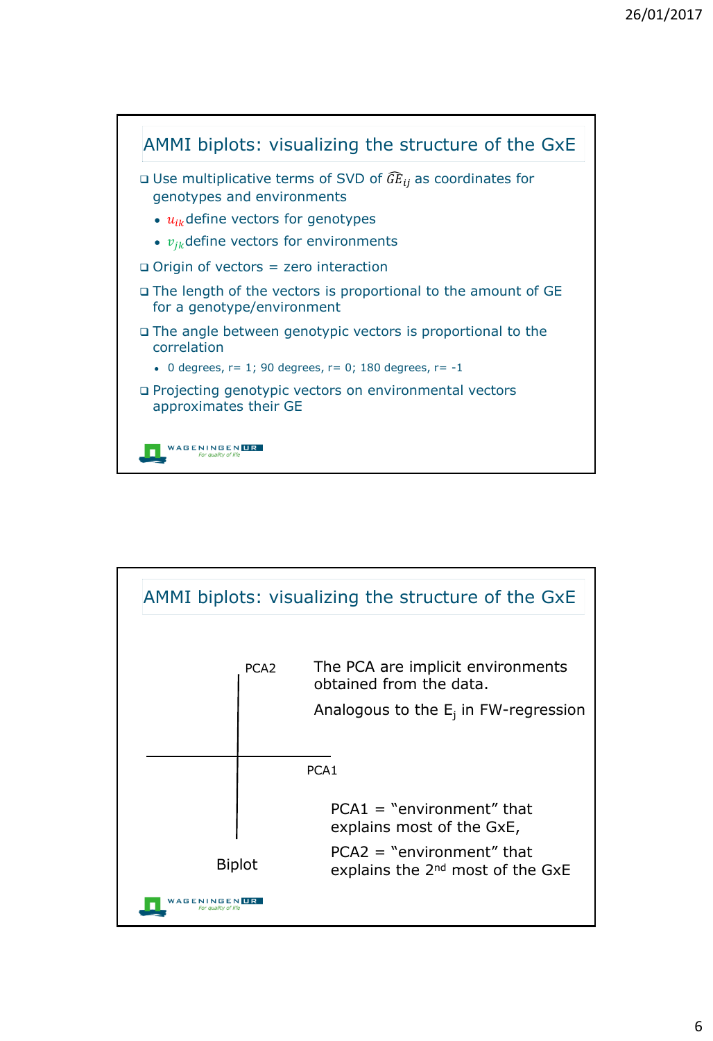## AMMI biplots: visualizing the structure of the GxE

- Use multiplicative terms of SVD of $\widehat{GE}_{ij}$ as coordinates for genotypes and environments
  - $u_{ik}$ define vectors for genotypes
  - $v_{jk}$ define vectors for environments
- Origin of vectors = zero interaction
- The length of the vectors is proportional to the amount of GE for a genotype/environment
- The angle between genotypic vectors is proportional to the correlation
  - 0 degrees, r= 1; 90 degrees, r= 0; 180 degrees, r= -1
- Projecting genotypic vectors on environmental vectors approximates their GE

## AMMI biplots: visualizing the structure of the GxE

PCA2

PCA1

Biplot

The PCA are implicit environments obtained from the data.

Analogous to the $E_j$ in FW-regression

PCA1 = "environment" that explains most of the GxE,

PCA2 = "environment" that explains the 2nd most of the GxE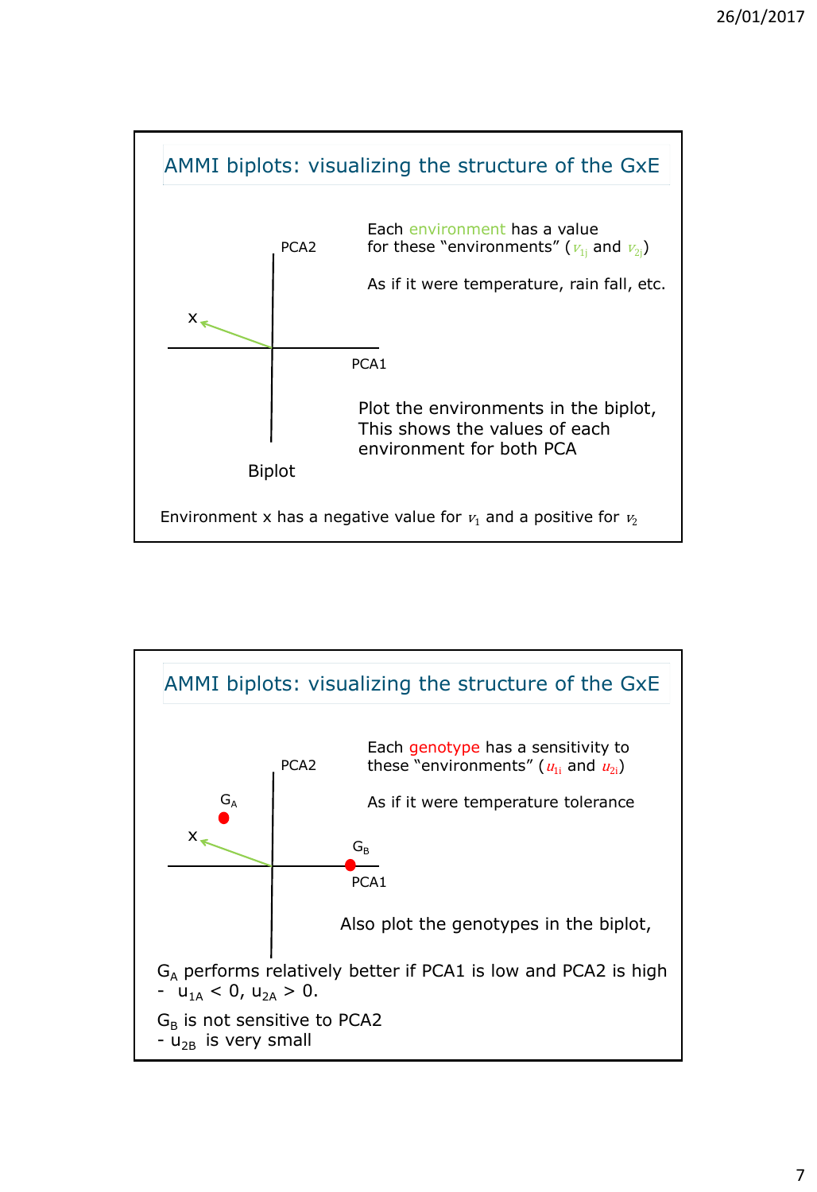## AMMI biplots: visualizing the structure of the GxE

Each environment has a value for these "environments" ($v_{1j}$ and $v_{2j}$)

As if it were temperature, rain fall, etc.

PCA2

x

PCA1

Biplot

Plot the environments in the biplot, This shows the values of each environment for both PCA

Environment x has a negative value for $v_1$ and a positive for $v_2$

## AMMI biplots: visualizing the structure of the GxE

Each genotype has a sensitivity to these "environments" ($u_{1i}$ and $u_{2i}$)

As if it were temperature tolerance

PCA2

$G_A$

x

$G_B$

PCA1

Also plot the genotypes in the biplot,

$G_A$ performs relatively better if PCA1 is low and PCA2 is high
- $u_{1A} < 0$, $u_{2A} > 0$.

$G_B$ is not sensitive to PCA2
- $u_{2B}$ is very small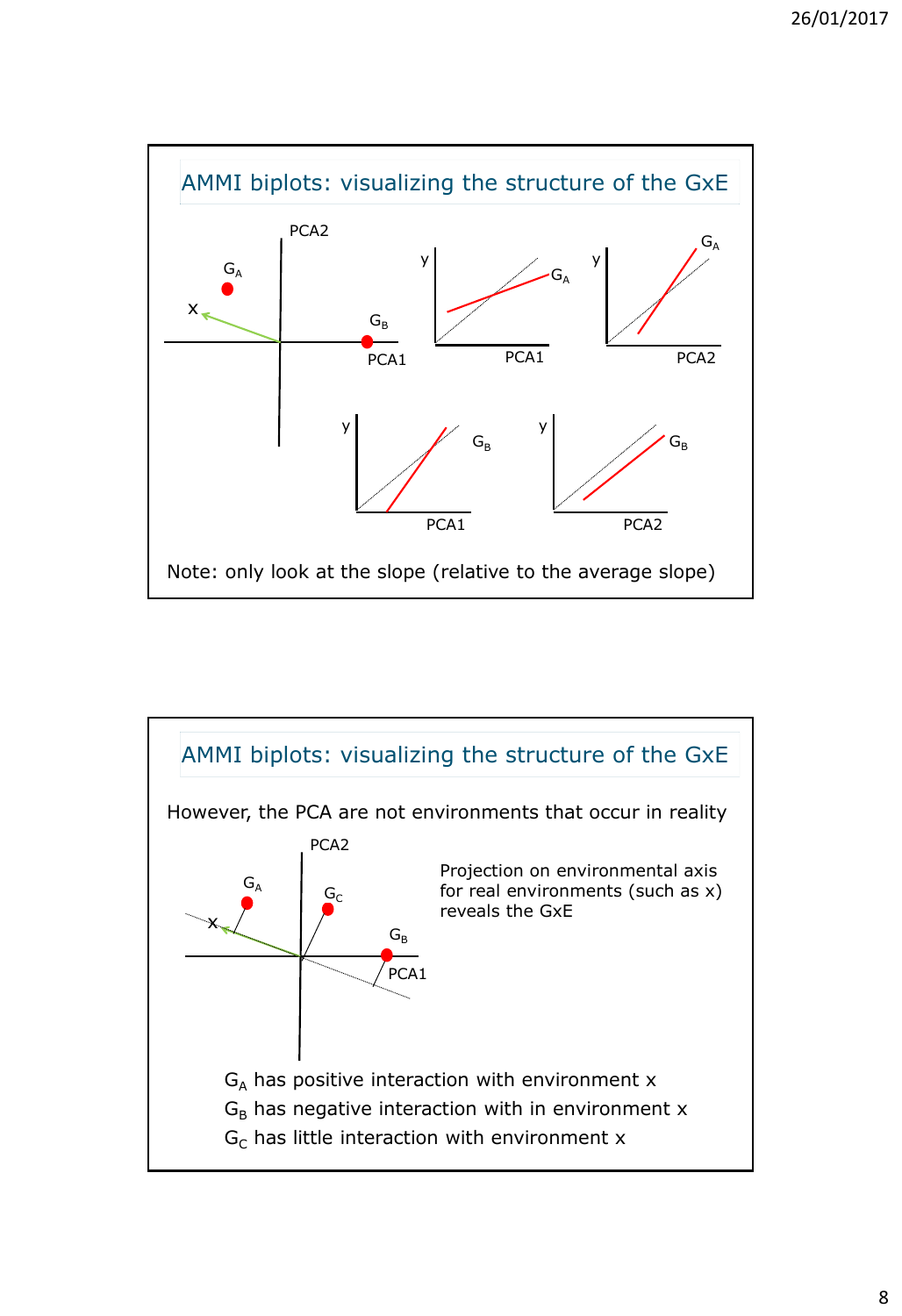## AMMI biplots: visualizing the structure of the GxE

Note: only look at the slope (relative to the average slope)

## AMMI biplots: visualizing the structure of the GxE

However, the PCA are not environments that occur in reality

Projection on environmental axis for real environments (such as x) reveals the GxE

$G_A$ has positive interaction with environment x

$G_B$ has negative interaction with in environment x

$G_C$ has little interaction with environment x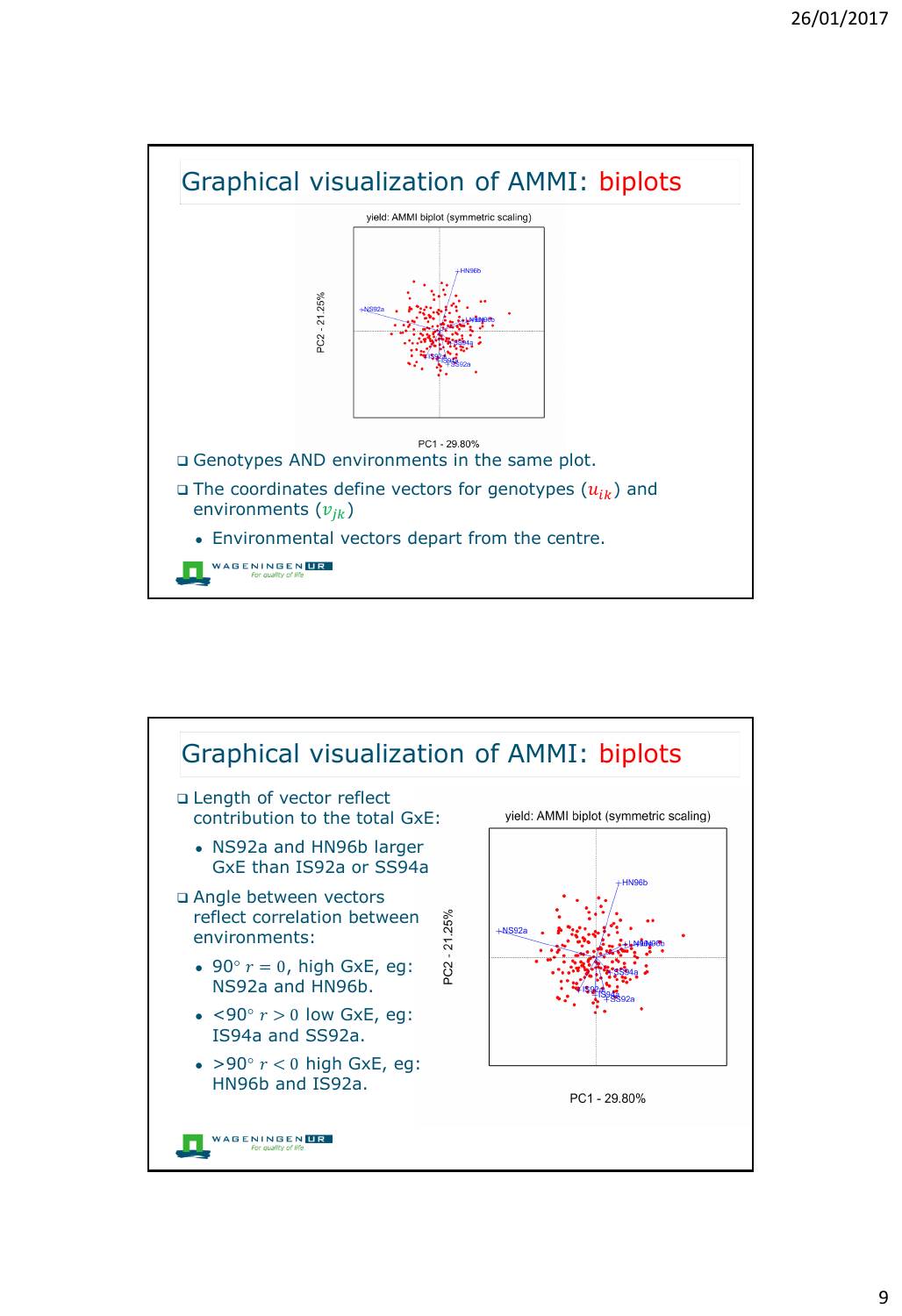## Graphical visualization of AMMI: biplots

- Genotypes AND environments in the same plot.
- The coordinates define vectors for genotypes ($u_{ik}$) and environments ($v_{jk}$)
  - Environmental vectors depart from the centre.

## Graphical visualization of AMMI: biplots

- Length of vector reflect contribution to the total GxE:
  - NS92a and HN96b larger GxE than IS92a or SS94a
- Angle between vectors reflect correlation between environments:
  - $90°$ $r = 0$, high GxE, eg: NS92a and HN96b.
  - $<90°$ $r > 0$ low GxE, eg: IS94a and SS92a.
  - $>90°$ $r < 0$ high GxE, eg: HN96b and IS92a.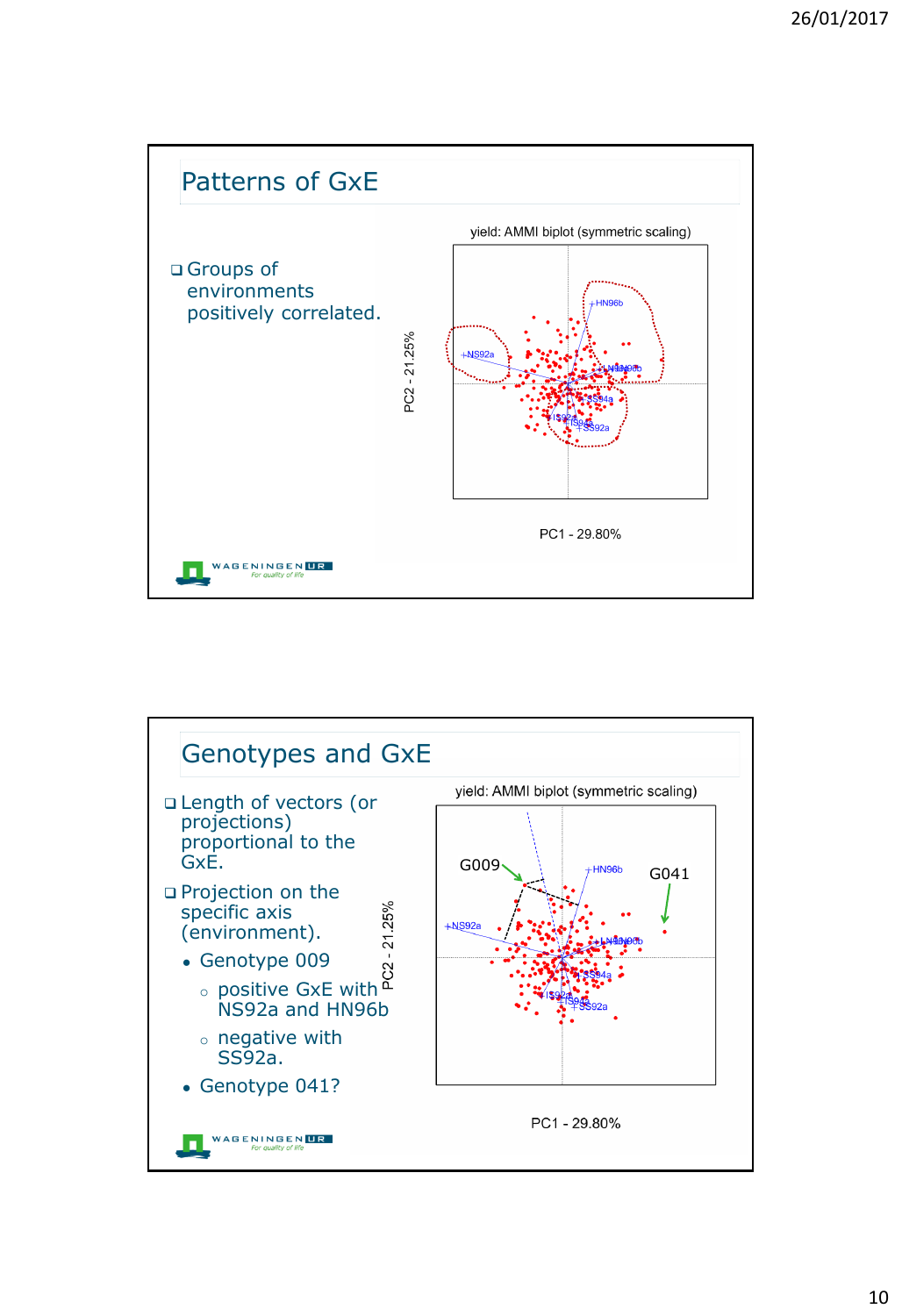## Patterns of GxE

- Groups of environments positively correlated.

yield: AMMI biplot (symmetric scaling)

PC2 - 21.25%

PC1 - 29.80%

## Genotypes and GxE

- Length of vectors (or projections) proportional to the GxE.
- Projection on the specific axis (environment).
  - Genotype 009
    - positive GxE with NS92a and HN96b
    - negative with SS92a.
  - Genotype 041?

yield: AMMI biplot (symmetric scaling)

PC2 - 21.25%

PC1 - 29.80%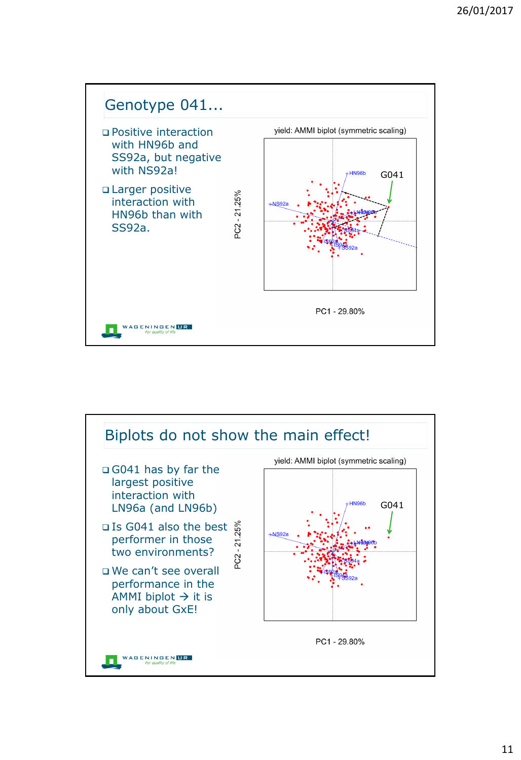## Genotype 041…

- Positive interaction with HN96b and SS92a, but negative with NS92a!
- Larger positive interaction with HN96b than with SS92a.

yield: AMMI biplot (symmetric scaling)

PC2 - 21.25%

PC1 - 29.80%

G041

## Biplots do not show the main effect!

- G041 has by far the largest positive interaction with LN96a (and LN96b)
- Is G041 also the best performer in those two environments?
- We can't see overall performance in the AMMI biplot → it is only about GxE!

yield: AMMI biplot (symmetric scaling)

PC2 - 21.25%

PC1 - 29.80%

G041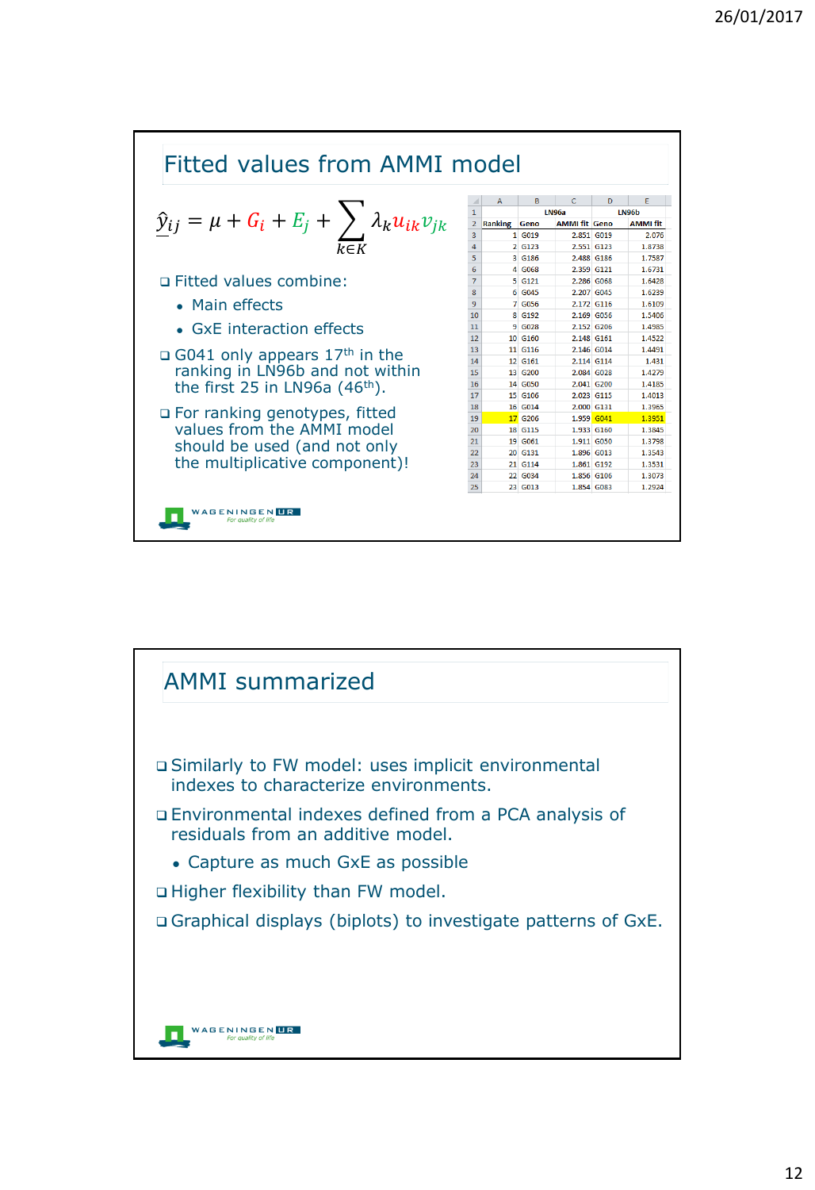## Fitted values from AMMI model

$$\hat{y}_{ij} = \mu + G_i + E_j + \sum_{k \in K} \lambda_k u_{ik} v_{jk}$$

- Fitted values combine:
  - Main effects
  - GxE interaction effects
- G041 only appears 17th in the ranking in LN96b and not within the first 25 in LN96a (46th).
- For ranking genotypes, fitted values from the AMMI model should be used (and not only the multiplicative component)!

| Ranking | LN96a Geno | LN96a AMMI fit | LN96b Geno | LN96b AMMI fit |
|---|---|---|---|---|
| 1 | G019 | 2.851 | G019 | 2.076 |
| 2 | G123 | 2.551 | G123 | 1.8738 |
| 3 | G186 | 2.488 | G186 | 1.7587 |
| 4 | G068 | 2.359 | G121 | 1.6731 |
| 5 | G121 | 2.286 | G068 | 1.6428 |
| 6 | G045 | 2.207 | G045 | 1.6239 |
| 7 | G056 | 2.172 | G116 | 1.6109 |
| 8 | G192 | 2.169 | G056 | 1.5406 |
| 9 | G028 | 2.152 | G206 | 1.4985 |
| 10 | G160 | 2.148 | G161 | 1.4522 |
| 11 | G116 | 2.146 | G014 | 1.4491 |
| 12 | G161 | 2.114 | G114 | 1.431 |
| 13 | G200 | 2.084 | G028 | 1.4279 |
| 14 | G050 | 2.041 | G200 | 1.4185 |
| 15 | G106 | 2.023 | G115 | 1.4013 |
| 16 | G014 | 2.000 | G131 | 1.3965 |
| 17 | G206 | 1.959 | G041 | 1.3951 |
| 18 | G115 | 1.933 | G160 | 1.3845 |
| 19 | G061 | 1.911 | G050 | 1.3798 |
| 20 | G131 | 1.896 | G013 | 1.3543 |
| 21 | G114 | 1.861 | G192 | 1.3531 |
| 22 | G034 | 1.856 | G106 | 1.3073 |
| 23 | G013 | 1.854 | G083 | 1.2924 |

## AMMI summarized

- Similarly to FW model: uses implicit environmental indexes to characterize environments.
- Environmental indexes defined from a PCA analysis of residuals from an additive model.
  - Capture as much GxE as possible
- Higher flexibility than FW model.
- Graphical displays (biplots) to investigate patterns of GxE.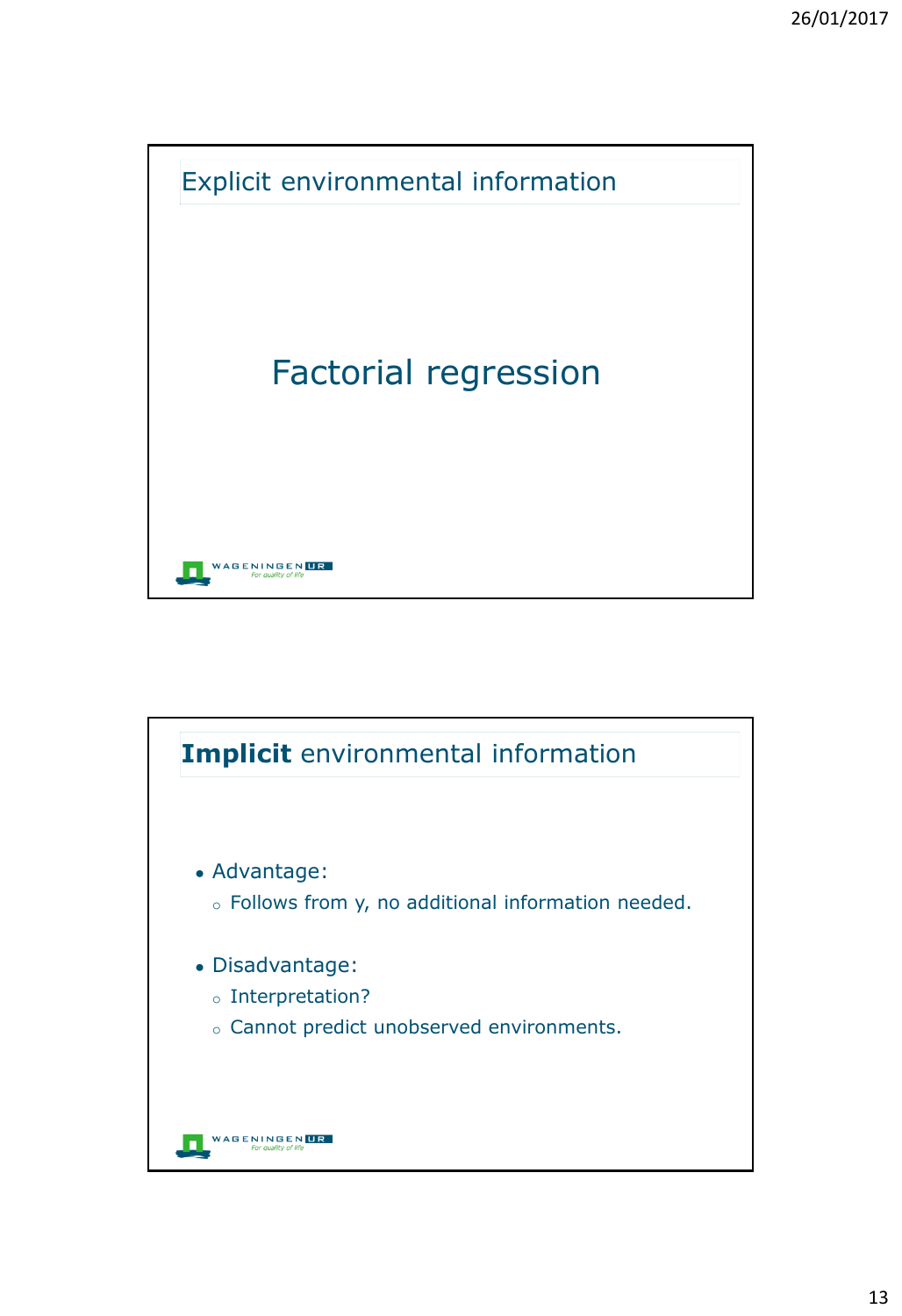## Explicit environmental information

Factorial regression

## **Implicit** environmental information

- Advantage:
  - Follows from y, no additional information needed.

- Disadvantage:
  - Interpretation?
  - Cannot predict unobserved environments.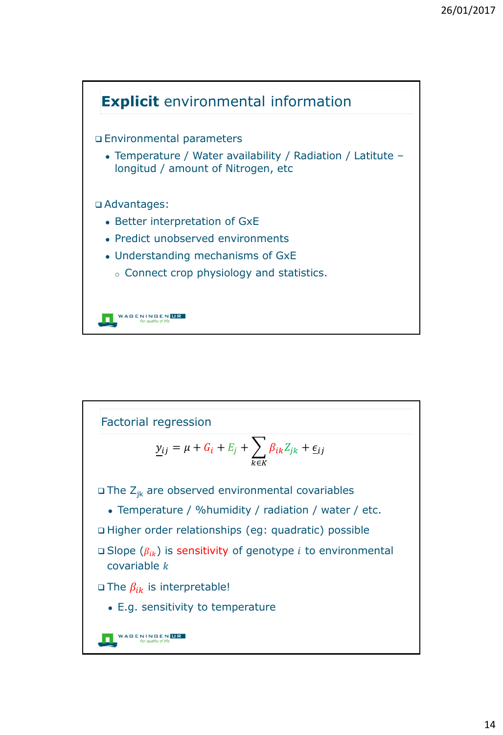## **Explicit** environmental information

- Environmental parameters
  - Temperature / Water availability / Radiation / Latitute – longitud / amount of Nitrogen, etc
- Advantages:
  - Better interpretation of GxE
  - Predict unobserved environments
  - Understanding mechanisms of GxE
    - Connect crop physiology and statistics.

## Factorial regression

$$\underline{y}_{ij} = \mu + G_i + E_j + \sum_{k \in K} \beta_{ik} Z_{jk} + \underline{\epsilon}_{ij}$$

- The $Z_{jk}$ are observed environmental covariables
  - Temperature / %humidity / radiation / water / etc.
- Higher order relationships (eg: quadratic) possible
- Slope ($\beta_{ik}$) is sensitivity of genotype $i$ to environmental covariable $k$
- The $\beta_{ik}$ is interpretable!
  - E.g. sensitivity to temperature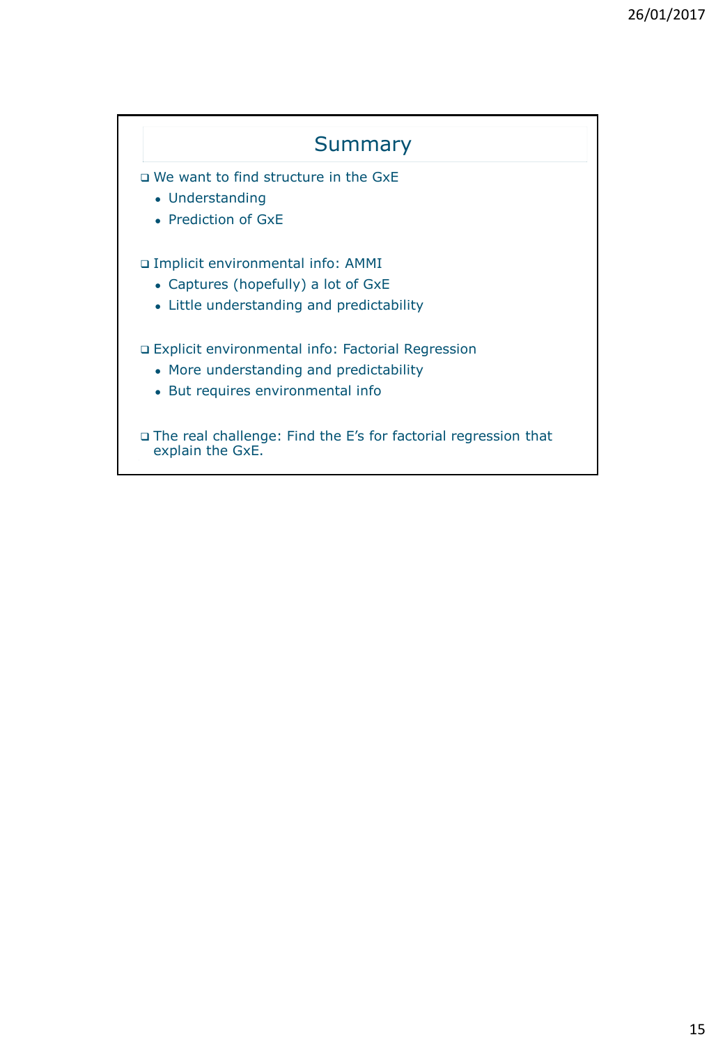## Summary

- We want to find structure in the GxE
  - Understanding
  - Prediction of GxE

- Implicit environmental info: AMMI
  - Captures (hopefully) a lot of GxE
  - Little understanding and predictability

- Explicit environmental info: Factorial Regression
  - More understanding and predictability
  - But requires environmental info

- The real challenge: Find the E's for factorial regression that explain the GxE.